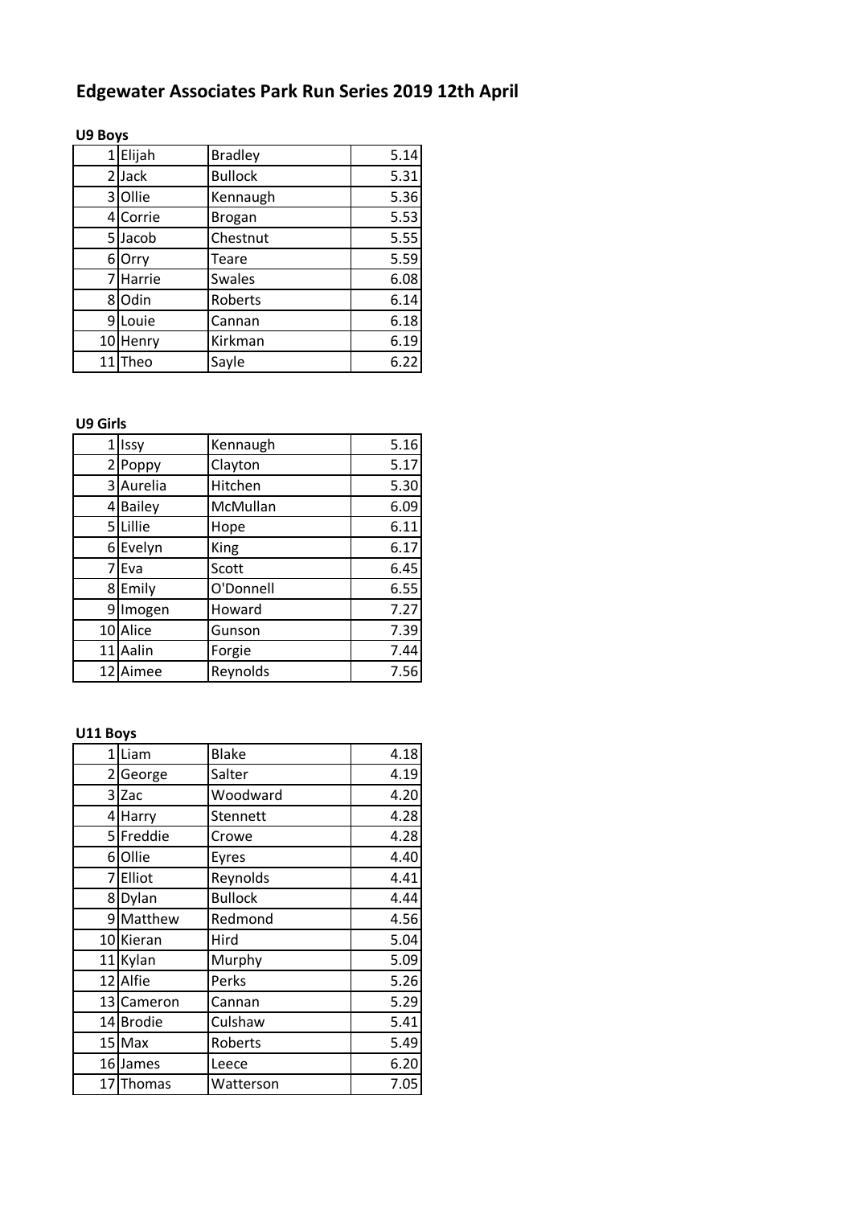# Edgewater Associates Park Run Series 2019 12th April

**U9 Boys**

| | | | |
|---|---|---|---|
| 1 | Elijah | Bradley | 5.14 |
| 2 | Jack | Bullock | 5.31 |
| 3 | Ollie | Kennaugh | 5.36 |
| 4 | Corrie | Brogan | 5.53 |
| 5 | Jacob | Chestnut | 5.55 |
| 6 | Orry | Teare | 5.59 |
| 7 | Harrie | Swales | 6.08 |
| 8 | Odin | Roberts | 6.14 |
| 9 | Louie | Cannan | 6.18 |
| 10 | Henry | Kirkman | 6.19 |
| 11 | Theo | Sayle | 6.22 |

**U9 Girls**

| | | | |
|---|---|---|---|
| 1 | Issy | Kennaugh | 5.16 |
| 2 | Poppy | Clayton | 5.17 |
| 3 | Aurelia | Hitchen | 5.30 |
| 4 | Bailey | McMullan | 6.09 |
| 5 | Lillie | Hope | 6.11 |
| 6 | Evelyn | King | 6.17 |
| 7 | Eva | Scott | 6.45 |
| 8 | Emily | O'Donnell | 6.55 |
| 9 | Imogen | Howard | 7.27 |
| 10 | Alice | Gunson | 7.39 |
| 11 | Aalin | Forgie | 7.44 |
| 12 | Aimee | Reynolds | 7.56 |

**U11 Boys**

| | | | |
|---|---|---|---|
| 1 | Liam | Blake | 4.18 |
| 2 | George | Salter | 4.19 |
| 3 | Zac | Woodward | 4.20 |
| 4 | Harry | Stennett | 4.28 |
| 5 | Freddie | Crowe | 4.28 |
| 6 | Ollie | Eyres | 4.40 |
| 7 | Elliot | Reynolds | 4.41 |
| 8 | Dylan | Bullock | 4.44 |
| 9 | Matthew | Redmond | 4.56 |
| 10 | Kieran | Hird | 5.04 |
| 11 | Kylan | Murphy | 5.09 |
| 12 | Alfie | Perks | 5.26 |
| 13 | Cameron | Cannan | 5.29 |
| 14 | Brodie | Culshaw | 5.41 |
| 15 | Max | Roberts | 5.49 |
| 16 | James | Leece | 6.20 |
| 17 | Thomas | Watterson | 7.05 |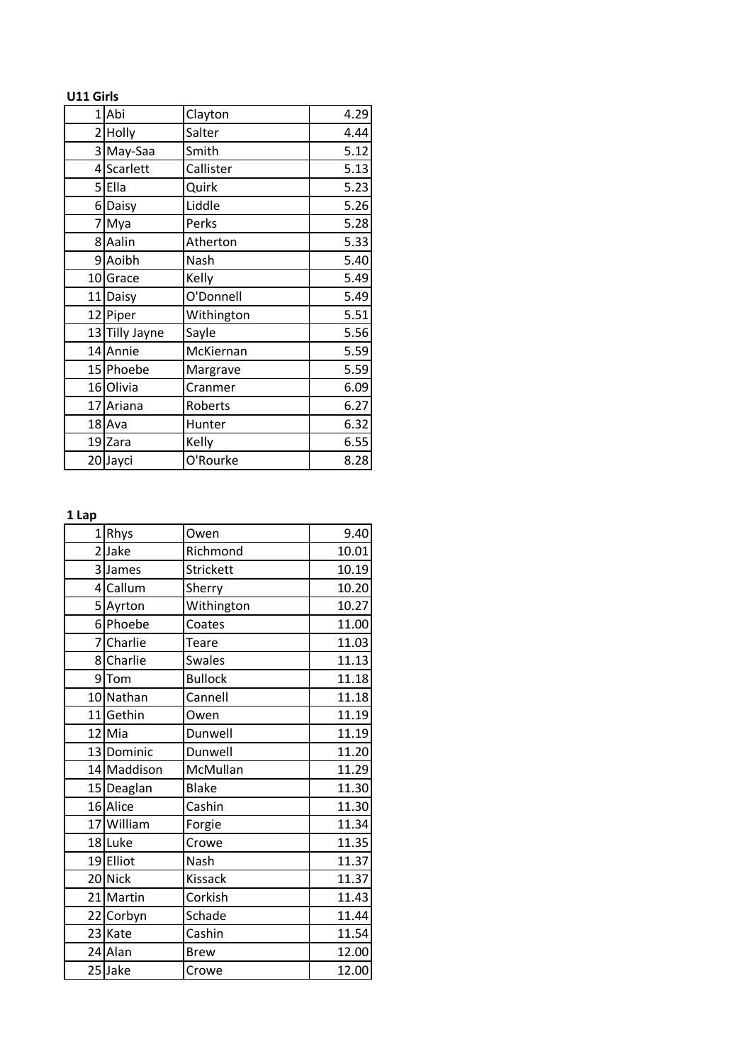**U11 Girls**

| | | | |
|---|---|---|---|
| 1 | Abi | Clayton | 4.29 |
| 2 | Holly | Salter | 4.44 |
| 3 | May-Saa | Smith | 5.12 |
| 4 | Scarlett | Callister | 5.13 |
| 5 | Ella | Quirk | 5.23 |
| 6 | Daisy | Liddle | 5.26 |
| 7 | Mya | Perks | 5.28 |
| 8 | Aalin | Atherton | 5.33 |
| 9 | Aoibh | Nash | 5.40 |
| 10 | Grace | Kelly | 5.49 |
| 11 | Daisy | O'Donnell | 5.49 |
| 12 | Piper | Withington | 5.51 |
| 13 | Tilly Jayne | Sayle | 5.56 |
| 14 | Annie | McKiernan | 5.59 |
| 15 | Phoebe | Margrave | 5.59 |
| 16 | Olivia | Cranmer | 6.09 |
| 17 | Ariana | Roberts | 6.27 |
| 18 | Ava | Hunter | 6.32 |
| 19 | Zara | Kelly | 6.55 |
| 20 | Jayci | O'Rourke | 8.28 |

**1 Lap**

| | | | |
|---|---|---|---|
| 1 | Rhys | Owen | 9.40 |
| 2 | Jake | Richmond | 10.01 |
| 3 | James | Strickett | 10.19 |
| 4 | Callum | Sherry | 10.20 |
| 5 | Ayrton | Withington | 10.27 |
| 6 | Phoebe | Coates | 11.00 |
| 7 | Charlie | Teare | 11.03 |
| 8 | Charlie | Swales | 11.13 |
| 9 | Tom | Bullock | 11.18 |
| 10 | Nathan | Cannell | 11.18 |
| 11 | Gethin | Owen | 11.19 |
| 12 | Mia | Dunwell | 11.19 |
| 13 | Dominic | Dunwell | 11.20 |
| 14 | Maddison | McMullan | 11.29 |
| 15 | Deaglan | Blake | 11.30 |
| 16 | Alice | Cashin | 11.30 |
| 17 | William | Forgie | 11.34 |
| 18 | Luke | Crowe | 11.35 |
| 19 | Elliot | Nash | 11.37 |
| 20 | Nick | Kissack | 11.37 |
| 21 | Martin | Corkish | 11.43 |
| 22 | Corbyn | Schade | 11.44 |
| 23 | Kate | Cashin | 11.54 |
| 24 | Alan | Brew | 12.00 |
| 25 | Jake | Crowe | 12.00 |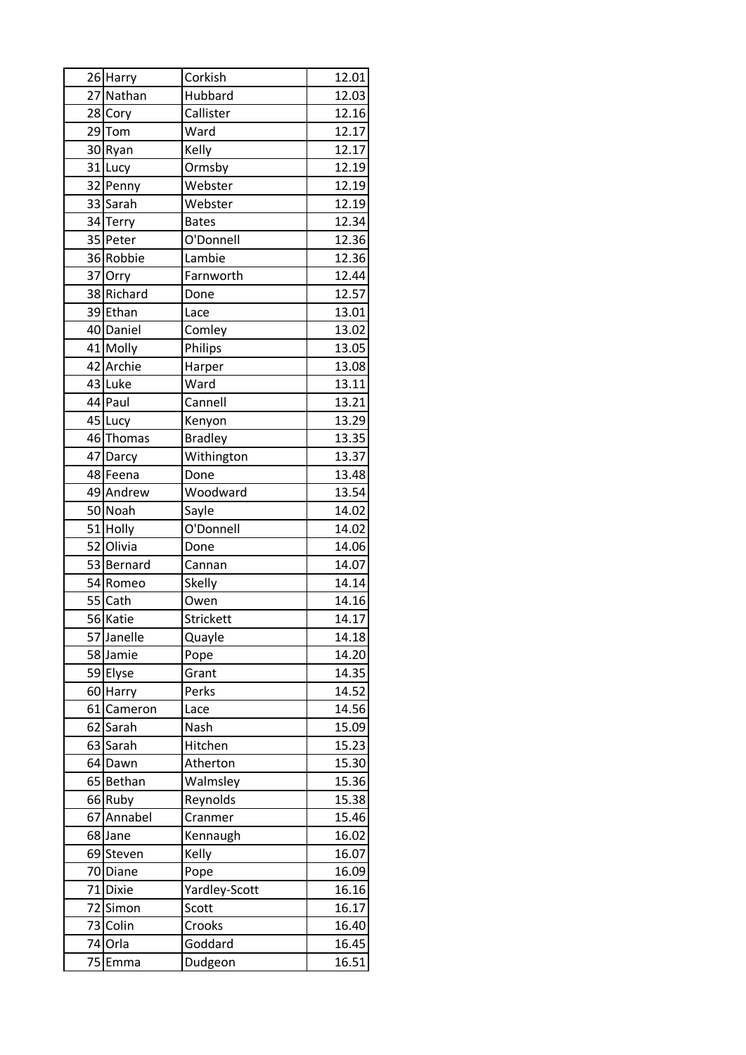| | | | |
|---|---|---|---|
| 26 | Harry | Corkish | 12.01 |
| 27 | Nathan | Hubbard | 12.03 |
| 28 | Cory | Callister | 12.16 |
| 29 | Tom | Ward | 12.17 |
| 30 | Ryan | Kelly | 12.17 |
| 31 | Lucy | Ormsby | 12.19 |
| 32 | Penny | Webster | 12.19 |
| 33 | Sarah | Webster | 12.19 |
| 34 | Terry | Bates | 12.34 |
| 35 | Peter | O'Donnell | 12.36 |
| 36 | Robbie | Lambie | 12.36 |
| 37 | Orry | Farnworth | 12.44 |
| 38 | Richard | Done | 12.57 |
| 39 | Ethan | Lace | 13.01 |
| 40 | Daniel | Comley | 13.02 |
| 41 | Molly | Philips | 13.05 |
| 42 | Archie | Harper | 13.08 |
| 43 | Luke | Ward | 13.11 |
| 44 | Paul | Cannell | 13.21 |
| 45 | Lucy | Kenyon | 13.29 |
| 46 | Thomas | Bradley | 13.35 |
| 47 | Darcy | Withington | 13.37 |
| 48 | Feena | Done | 13.48 |
| 49 | Andrew | Woodward | 13.54 |
| 50 | Noah | Sayle | 14.02 |
| 51 | Holly | O'Donnell | 14.02 |
| 52 | Olivia | Done | 14.06 |
| 53 | Bernard | Cannan | 14.07 |
| 54 | Romeo | Skelly | 14.14 |
| 55 | Cath | Owen | 14.16 |
| 56 | Katie | Strickett | 14.17 |
| 57 | Janelle | Quayle | 14.18 |
| 58 | Jamie | Pope | 14.20 |
| 59 | Elyse | Grant | 14.35 |
| 60 | Harry | Perks | 14.52 |
| 61 | Cameron | Lace | 14.56 |
| 62 | Sarah | Nash | 15.09 |
| 63 | Sarah | Hitchen | 15.23 |
| 64 | Dawn | Atherton | 15.30 |
| 65 | Bethan | Walmsley | 15.36 |
| 66 | Ruby | Reynolds | 15.38 |
| 67 | Annabel | Cranmer | 15.46 |
| 68 | Jane | Kennaugh | 16.02 |
| 69 | Steven | Kelly | 16.07 |
| 70 | Diane | Pope | 16.09 |
| 71 | Dixie | Yardley-Scott | 16.16 |
| 72 | Simon | Scott | 16.17 |
| 73 | Colin | Crooks | 16.40 |
| 74 | Orla | Goddard | 16.45 |
| 75 | Emma | Dudgeon | 16.51 |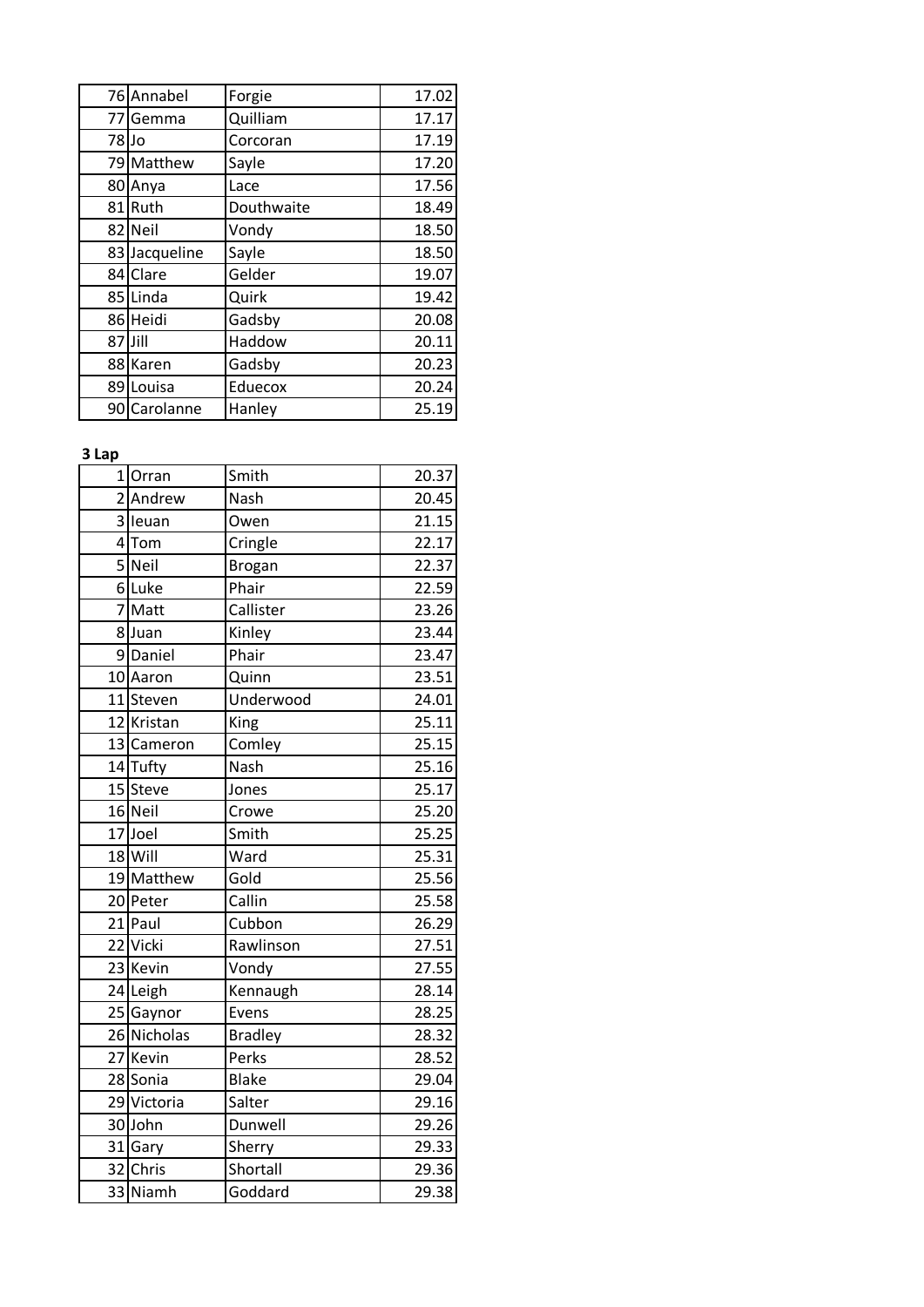| | | | |
|---|---|---|---|
| 76 | Annabel | Forgie | 17.02 |
| 77 | Gemma | Quilliam | 17.17 |
| 78 | Jo | Corcoran | 17.19 |
| 79 | Matthew | Sayle | 17.20 |
| 80 | Anya | Lace | 17.56 |
| 81 | Ruth | Douthwaite | 18.49 |
| 82 | Neil | Vondy | 18.50 |
| 83 | Jacqueline | Sayle | 18.50 |
| 84 | Clare | Gelder | 19.07 |
| 85 | Linda | Quirk | 19.42 |
| 86 | Heidi | Gadsby | 20.08 |
| 87 | Jill | Haddow | 20.11 |
| 88 | Karen | Gadsby | 20.23 |
| 89 | Louisa | Eduecox | 20.24 |
| 90 | Carolanne | Hanley | 25.19 |

**3 Lap**

| | | | |
|---|---|---|---|
| 1 | Orran | Smith | 20.37 |
| 2 | Andrew | Nash | 20.45 |
| 3 | Ieuan | Owen | 21.15 |
| 4 | Tom | Cringle | 22.17 |
| 5 | Neil | Brogan | 22.37 |
| 6 | Luke | Phair | 22.59 |
| 7 | Matt | Callister | 23.26 |
| 8 | Juan | Kinley | 23.44 |
| 9 | Daniel | Phair | 23.47 |
| 10 | Aaron | Quinn | 23.51 |
| 11 | Steven | Underwood | 24.01 |
| 12 | Kristan | King | 25.11 |
| 13 | Cameron | Comley | 25.15 |
| 14 | Tufty | Nash | 25.16 |
| 15 | Steve | Jones | 25.17 |
| 16 | Neil | Crowe | 25.20 |
| 17 | Joel | Smith | 25.25 |
| 18 | Will | Ward | 25.31 |
| 19 | Matthew | Gold | 25.56 |
| 20 | Peter | Callin | 25.58 |
| 21 | Paul | Cubbon | 26.29 |
| 22 | Vicki | Rawlinson | 27.51 |
| 23 | Kevin | Vondy | 27.55 |
| 24 | Leigh | Kennaugh | 28.14 |
| 25 | Gaynor | Evens | 28.25 |
| 26 | Nicholas | Bradley | 28.32 |
| 27 | Kevin | Perks | 28.52 |
| 28 | Sonia | Blake | 29.04 |
| 29 | Victoria | Salter | 29.16 |
| 30 | John | Dunwell | 29.26 |
| 31 | Gary | Sherry | 29.33 |
| 32 | Chris | Shortall | 29.36 |
| 33 | Niamh | Goddard | 29.38 |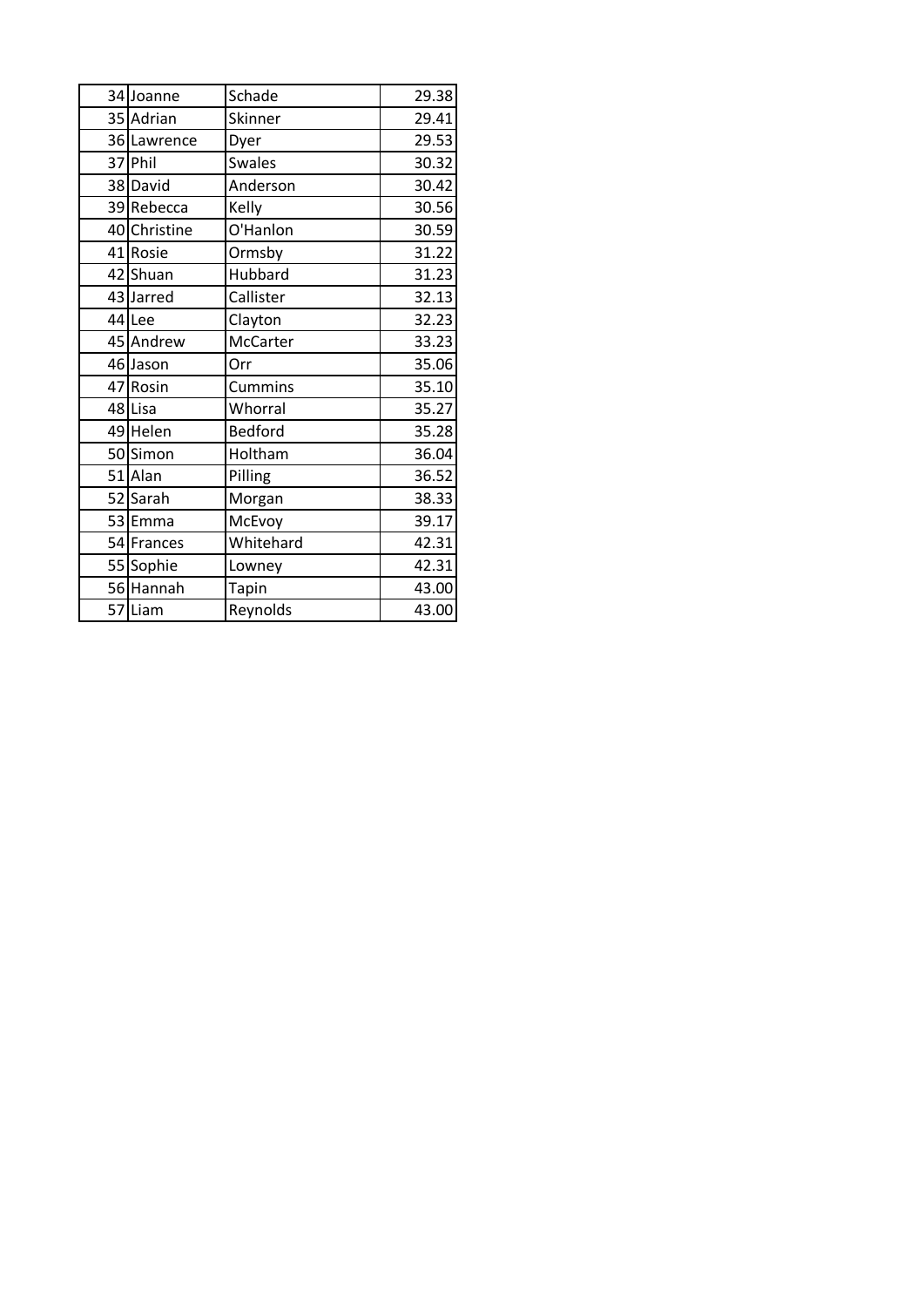| | | | |
|---|---|---|---|
| 34 | Joanne | Schade | 29.38 |
| 35 | Adrian | Skinner | 29.41 |
| 36 | Lawrence | Dyer | 29.53 |
| 37 | Phil | Swales | 30.32 |
| 38 | David | Anderson | 30.42 |
| 39 | Rebecca | Kelly | 30.56 |
| 40 | Christine | O'Hanlon | 30.59 |
| 41 | Rosie | Ormsby | 31.22 |
| 42 | Shuan | Hubbard | 31.23 |
| 43 | Jarred | Callister | 32.13 |
| 44 | Lee | Clayton | 32.23 |
| 45 | Andrew | McCarter | 33.23 |
| 46 | Jason | Orr | 35.06 |
| 47 | Rosin | Cummins | 35.10 |
| 48 | Lisa | Whorral | 35.27 |
| 49 | Helen | Bedford | 35.28 |
| 50 | Simon | Holtham | 36.04 |
| 51 | Alan | Pilling | 36.52 |
| 52 | Sarah | Morgan | 38.33 |
| 53 | Emma | McEvoy | 39.17 |
| 54 | Frances | Whitehard | 42.31 |
| 55 | Sophie | Lowney | 42.31 |
| 56 | Hannah | Tapin | 43.00 |
| 57 | Liam | Reynolds | 43.00 |